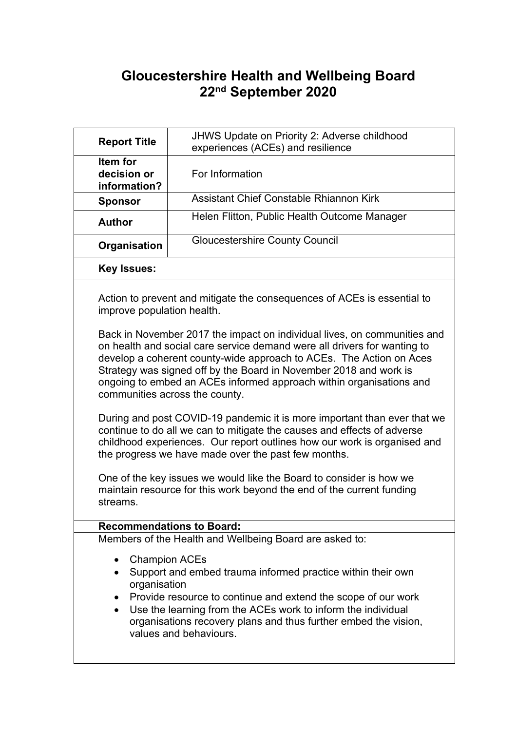# Gloucestershire Health and Wellbeing Board
## 22nd September 2020

| Report Title | JHWS Update on Priority 2: Adverse childhood experiences (ACEs) and resilience |
|---|---|
| **Item for decision or information?** | For Information |
| **Sponsor** | Assistant Chief Constable Rhiannon Kirk |
| **Author** | Helen Flitton, Public Health Outcome Manager |
| **Organisation** | Gloucestershire County Council |

**Key Issues:**

Action to prevent and mitigate the consequences of ACEs is essential to improve population health.

Back in November 2017 the impact on individual lives, on communities and on health and social care service demand were all drivers for wanting to develop a coherent county-wide approach to ACEs. The Action on Aces Strategy was signed off by the Board in November 2018 and work is ongoing to embed an ACEs informed approach within organisations and communities across the county.

During and post COVID-19 pandemic it is more important than ever that we continue to do all we can to mitigate the causes and effects of adverse childhood experiences. Our report outlines how our work is organised and the progress we have made over the past few months.

One of the key issues we would like the Board to consider is how we maintain resource for this work beyond the end of the current funding streams.

**Recommendations to Board:**

Members of the Health and Wellbeing Board are asked to:

- Champion ACEs
- Support and embed trauma informed practice within their own organisation
- Provide resource to continue and extend the scope of our work
- Use the learning from the ACEs work to inform the individual organisations recovery plans and thus further embed the vision, values and behaviours.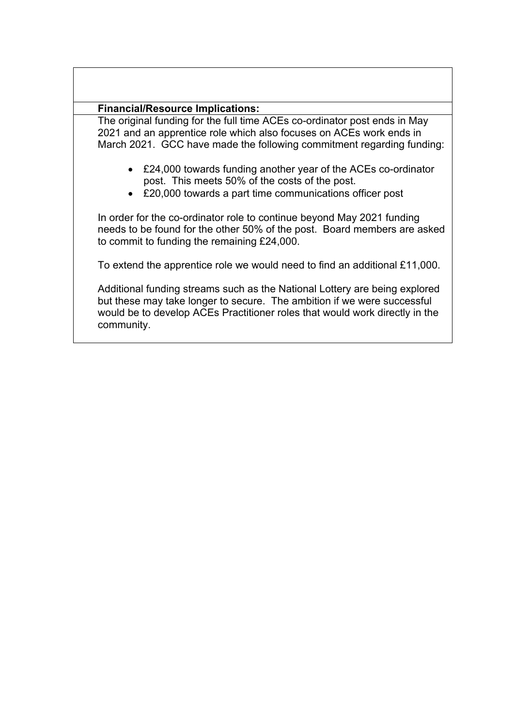**Financial/Resource Implications:**

The original funding for the full time ACEs co-ordinator post ends in May 2021 and an apprentice role which also focuses on ACEs work ends in March 2021. GCC have made the following commitment regarding funding:

- £24,000 towards funding another year of the ACEs co-ordinator post. This meets 50% of the costs of the post.
- £20,000 towards a part time communications officer post

In order for the co-ordinator role to continue beyond May 2021 funding needs to be found for the other 50% of the post. Board members are asked to commit to funding the remaining £24,000.

To extend the apprentice role we would need to find an additional £11,000.

Additional funding streams such as the National Lottery are being explored but these may take longer to secure. The ambition if we were successful would be to develop ACEs Practitioner roles that would work directly in the community.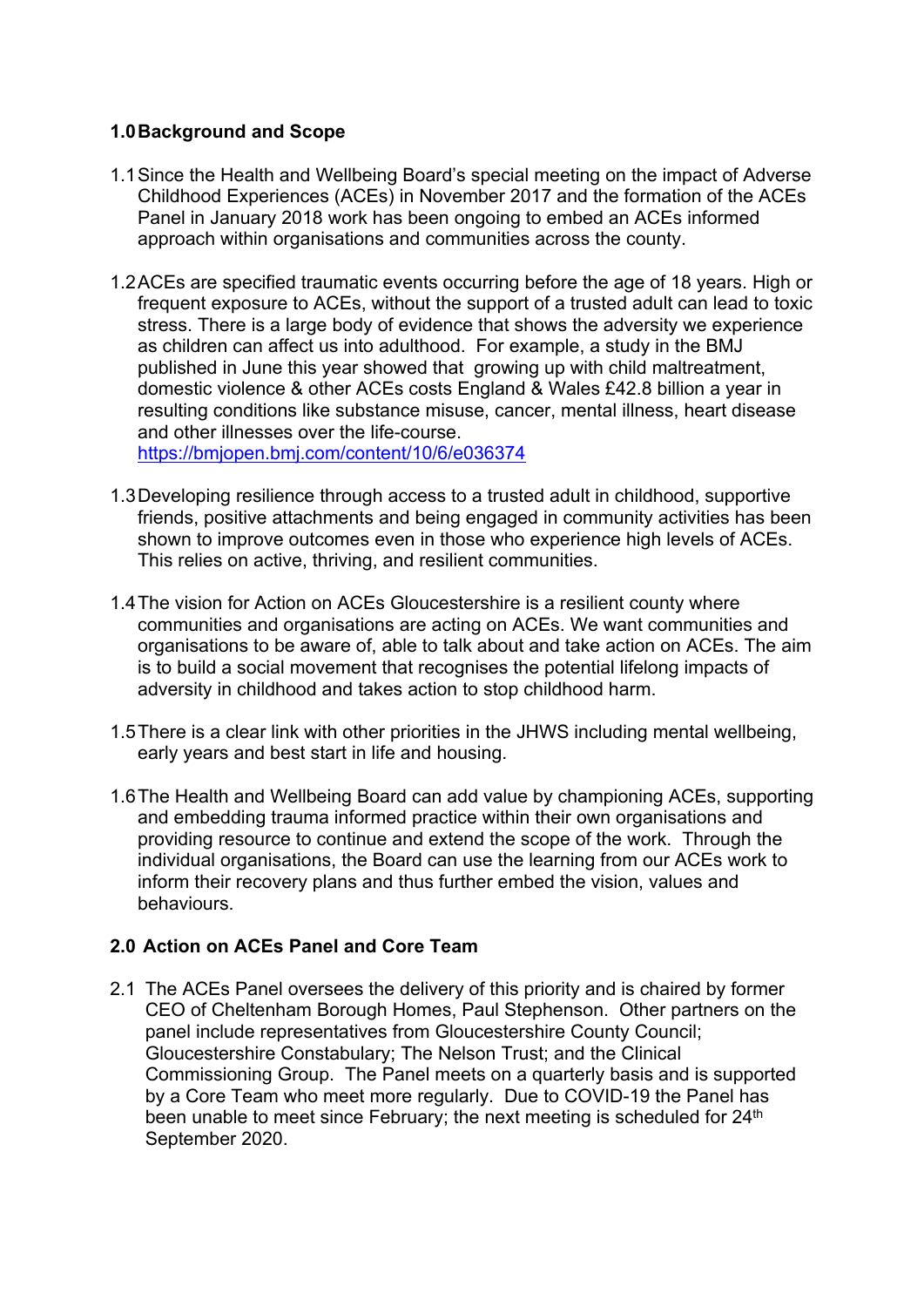## 1.0 Background and Scope

1.1 Since the Health and Wellbeing Board's special meeting on the impact of Adverse Childhood Experiences (ACEs) in November 2017 and the formation of the ACEs Panel in January 2018 work has been ongoing to embed an ACEs informed approach within organisations and communities across the county.

1.2 ACEs are specified traumatic events occurring before the age of 18 years. High or frequent exposure to ACEs, without the support of a trusted adult can lead to toxic stress. There is a large body of evidence that shows the adversity we experience as children can affect us into adulthood. For example, a study in the BMJ published in June this year showed that growing up with child maltreatment, domestic violence & other ACEs costs England & Wales £42.8 billion a year in resulting conditions like substance misuse, cancer, mental illness, heart disease and other illnesses over the life-course. https://bmjopen.bmj.com/content/10/6/e036374

1.3 Developing resilience through access to a trusted adult in childhood, supportive friends, positive attachments and being engaged in community activities has been shown to improve outcomes even in those who experience high levels of ACEs. This relies on active, thriving, and resilient communities.

1.4 The vision for Action on ACEs Gloucestershire is a resilient county where communities and organisations are acting on ACEs. We want communities and organisations to be aware of, able to talk about and take action on ACEs. The aim is to build a social movement that recognises the potential lifelong impacts of adversity in childhood and takes action to stop childhood harm.

1.5 There is a clear link with other priorities in the JHWS including mental wellbeing, early years and best start in life and housing.

1.6 The Health and Wellbeing Board can add value by championing ACEs, supporting and embedding trauma informed practice within their own organisations and providing resource to continue and extend the scope of the work. Through the individual organisations, the Board can use the learning from our ACEs work to inform their recovery plans and thus further embed the vision, values and behaviours.

## 2.0 Action on ACEs Panel and Core Team

2.1 The ACEs Panel oversees the delivery of this priority and is chaired by former CEO of Cheltenham Borough Homes, Paul Stephenson. Other partners on the panel include representatives from Gloucestershire County Council; Gloucestershire Constabulary; The Nelson Trust; and the Clinical Commissioning Group. The Panel meets on a quarterly basis and is supported by a Core Team who meet more regularly. Due to COVID-19 the Panel has been unable to meet since February; the next meeting is scheduled for 24th September 2020.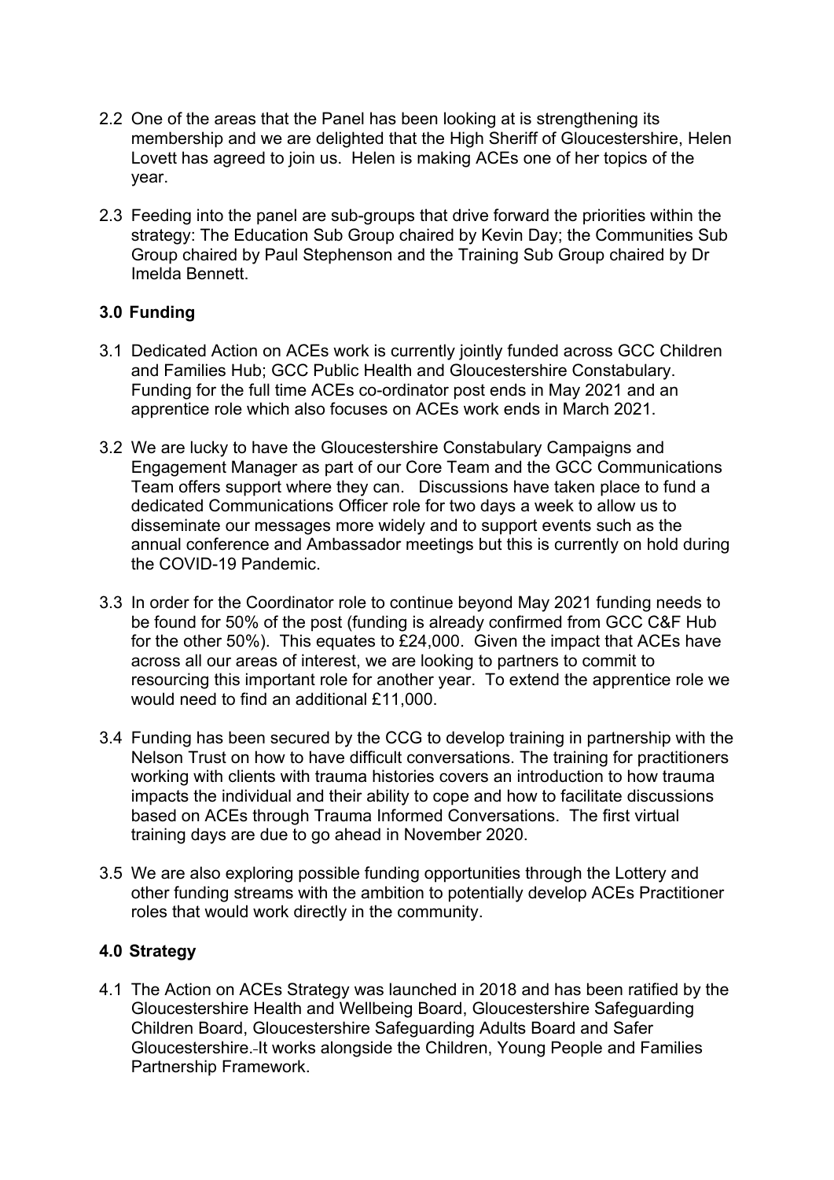2.2 One of the areas that the Panel has been looking at is strengthening its membership and we are delighted that the High Sheriff of Gloucestershire, Helen Lovett has agreed to join us. Helen is making ACEs one of her topics of the year.

2.3 Feeding into the panel are sub-groups that drive forward the priorities within the strategy: The Education Sub Group chaired by Kevin Day; the Communities Sub Group chaired by Paul Stephenson and the Training Sub Group chaired by Dr Imelda Bennett.

## 3.0 Funding

3.1 Dedicated Action on ACEs work is currently jointly funded across GCC Children and Families Hub; GCC Public Health and Gloucestershire Constabulary. Funding for the full time ACEs co-ordinator post ends in May 2021 and an apprentice role which also focuses on ACEs work ends in March 2021.

3.2 We are lucky to have the Gloucestershire Constabulary Campaigns and Engagement Manager as part of our Core Team and the GCC Communications Team offers support where they can. Discussions have taken place to fund a dedicated Communications Officer role for two days a week to allow us to disseminate our messages more widely and to support events such as the annual conference and Ambassador meetings but this is currently on hold during the COVID-19 Pandemic.

3.3 In order for the Coordinator role to continue beyond May 2021 funding needs to be found for 50% of the post (funding is already confirmed from GCC C&F Hub for the other 50%). This equates to £24,000. Given the impact that ACEs have across all our areas of interest, we are looking to partners to commit to resourcing this important role for another year. To extend the apprentice role we would need to find an additional £11,000.

3.4 Funding has been secured by the CCG to develop training in partnership with the Nelson Trust on how to have difficult conversations. The training for practitioners working with clients with trauma histories covers an introduction to how trauma impacts the individual and their ability to cope and how to facilitate discussions based on ACEs through Trauma Informed Conversations. The first virtual training days are due to go ahead in November 2020.

3.5 We are also exploring possible funding opportunities through the Lottery and other funding streams with the ambition to potentially develop ACEs Practitioner roles that would work directly in the community.

## 4.0 Strategy

4.1 The Action on ACEs Strategy was launched in 2018 and has been ratified by the Gloucestershire Health and Wellbeing Board, Gloucestershire Safeguarding Children Board, Gloucestershire Safeguarding Adults Board and Safer Gloucestershire. It works alongside the Children, Young People and Families Partnership Framework.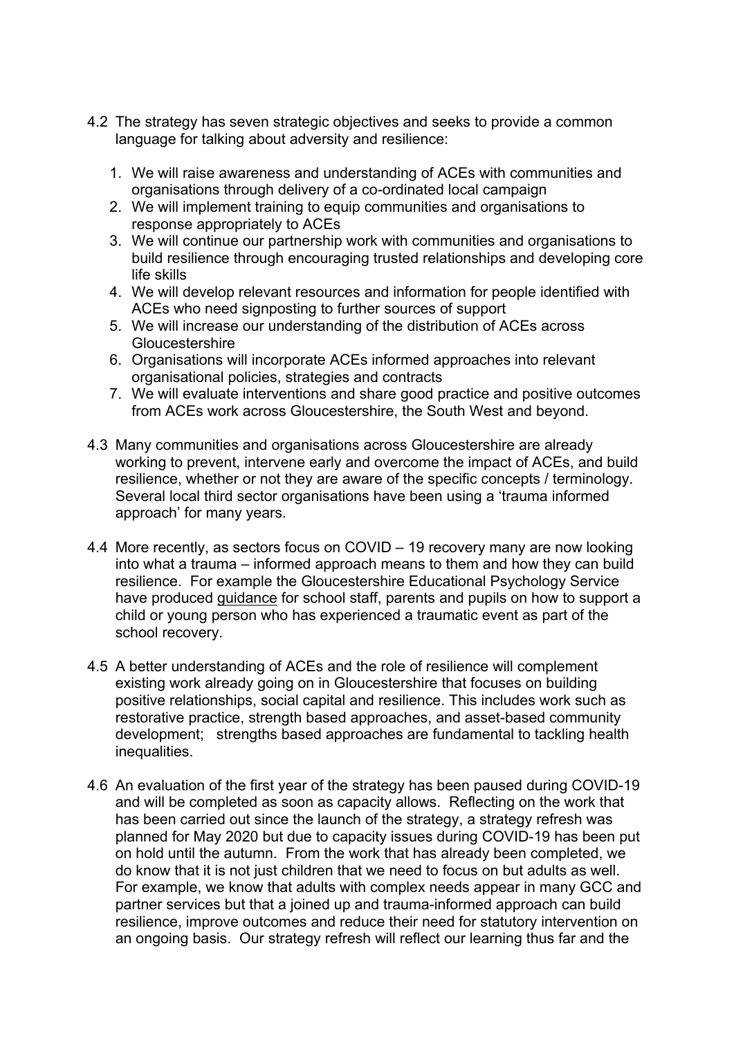4.2 The strategy has seven strategic objectives and seeks to provide a common language for talking about adversity and resilience:

1. We will raise awareness and understanding of ACEs with communities and organisations through delivery of a co-ordinated local campaign
2. We will implement training to equip communities and organisations to response appropriately to ACEs
3. We will continue our partnership work with communities and organisations to build resilience through encouraging trusted relationships and developing core life skills
4. We will develop relevant resources and information for people identified with ACEs who need signposting to further sources of support
5. We will increase our understanding of the distribution of ACEs across Gloucestershire
6. Organisations will incorporate ACEs informed approaches into relevant organisational policies, strategies and contracts
7. We will evaluate interventions and share good practice and positive outcomes from ACEs work across Gloucestershire, the South West and beyond.

4.3 Many communities and organisations across Gloucestershire are already working to prevent, intervene early and overcome the impact of ACEs, and build resilience, whether or not they are aware of the specific concepts / terminology. Several local third sector organisations have been using a 'trauma informed approach' for many years.

4.4 More recently, as sectors focus on COVID – 19 recovery many are now looking into what a trauma – informed approach means to them and how they can build resilience. For example the Gloucestershire Educational Psychology Service have produced guidance for school staff, parents and pupils on how to support a child or young person who has experienced a traumatic event as part of the school recovery.

4.5 A better understanding of ACEs and the role of resilience will complement existing work already going on in Gloucestershire that focuses on building positive relationships, social capital and resilience. This includes work such as restorative practice, strength based approaches, and asset-based community development; strengths based approaches are fundamental to tackling health inequalities.

4.6 An evaluation of the first year of the strategy has been paused during COVID-19 and will be completed as soon as capacity allows. Reflecting on the work that has been carried out since the launch of the strategy, a strategy refresh was planned for May 2020 but due to capacity issues during COVID-19 has been put on hold until the autumn. From the work that has already been completed, we do know that it is not just children that we need to focus on but adults as well. For example, we know that adults with complex needs appear in many GCC and partner services but that a joined up and trauma-informed approach can build resilience, improve outcomes and reduce their need for statutory intervention on an ongoing basis. Our strategy refresh will reflect our learning thus far and the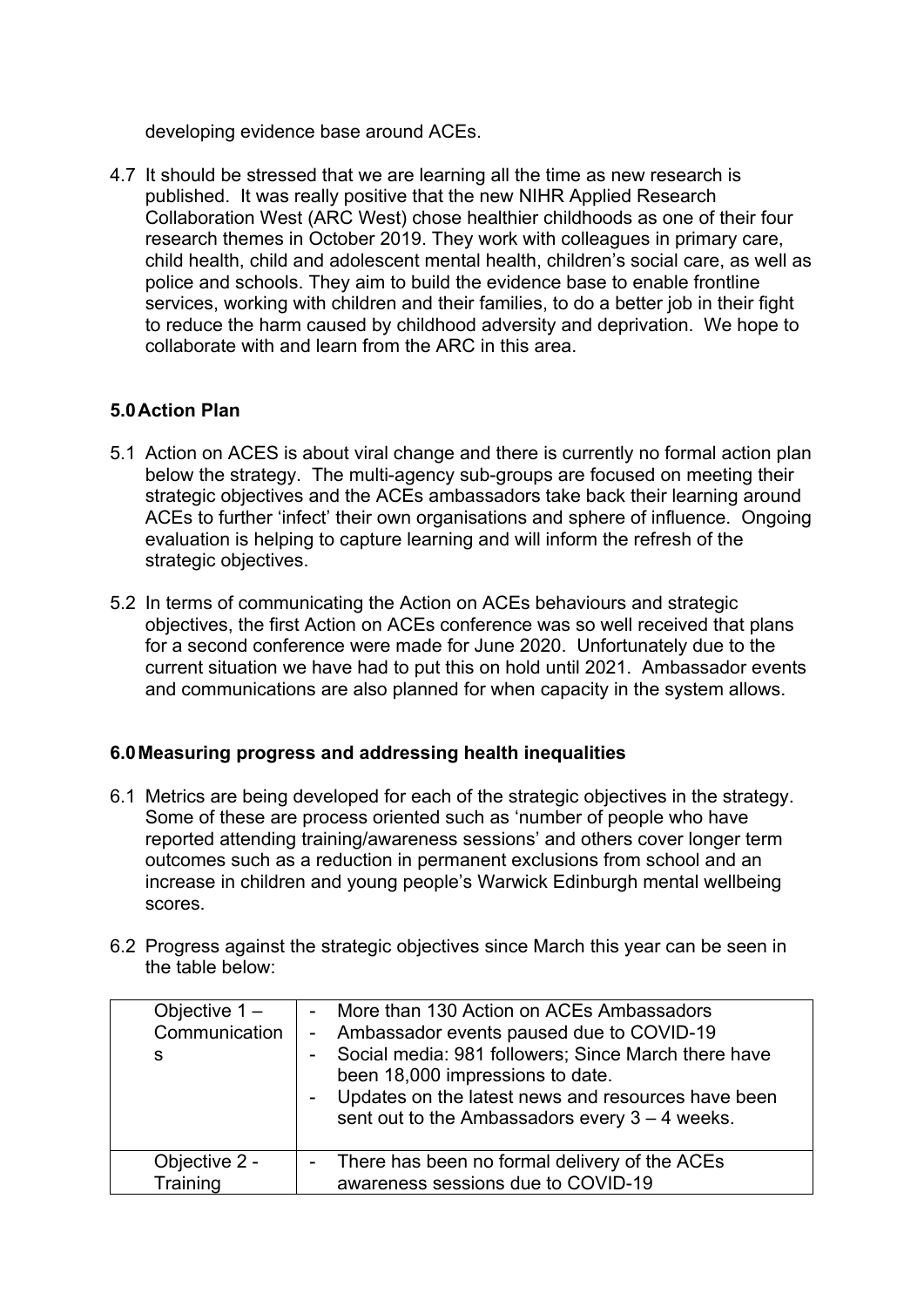developing evidence base around ACEs.

4.7 It should be stressed that we are learning all the time as new research is published. It was really positive that the new NIHR Applied Research Collaboration West (ARC West) chose healthier childhoods as one of their four research themes in October 2019. They work with colleagues in primary care, child health, child and adolescent mental health, children's social care, as well as police and schools. They aim to build the evidence base to enable frontline services, working with children and their families, to do a better job in their fight to reduce the harm caused by childhood adversity and deprivation. We hope to collaborate with and learn from the ARC in this area.

## 5.0 Action Plan

5.1 Action on ACES is about viral change and there is currently no formal action plan below the strategy. The multi-agency sub-groups are focused on meeting their strategic objectives and the ACEs ambassadors take back their learning around ACEs to further 'infect' their own organisations and sphere of influence. Ongoing evaluation is helping to capture learning and will inform the refresh of the strategic objectives.

5.2 In terms of communicating the Action on ACEs behaviours and strategic objectives, the first Action on ACEs conference was so well received that plans for a second conference were made for June 2020. Unfortunately due to the current situation we have had to put this on hold until 2021. Ambassador events and communications are also planned for when capacity in the system allows.

## 6.0 Measuring progress and addressing health inequalities

6.1 Metrics are being developed for each of the strategic objectives in the strategy. Some of these are process oriented such as 'number of people who have reported attending training/awareness sessions' and others cover longer term outcomes such as a reduction in permanent exclusions from school and an increase in children and young people's Warwick Edinburgh mental wellbeing scores.

6.2 Progress against the strategic objectives since March this year can be seen in the table below:

| | |
|---|---|
| Objective 1 – Communications | - More than 130 Action on ACEs Ambassadors<br>- Ambassador events paused due to COVID-19<br>- Social media: 981 followers; Since March there have been 18,000 impressions to date.<br>- Updates on the latest news and resources have been sent out to the Ambassadors every 3 – 4 weeks. |
| Objective 2 - Training | - There has been no formal delivery of the ACEs awareness sessions due to COVID-19 |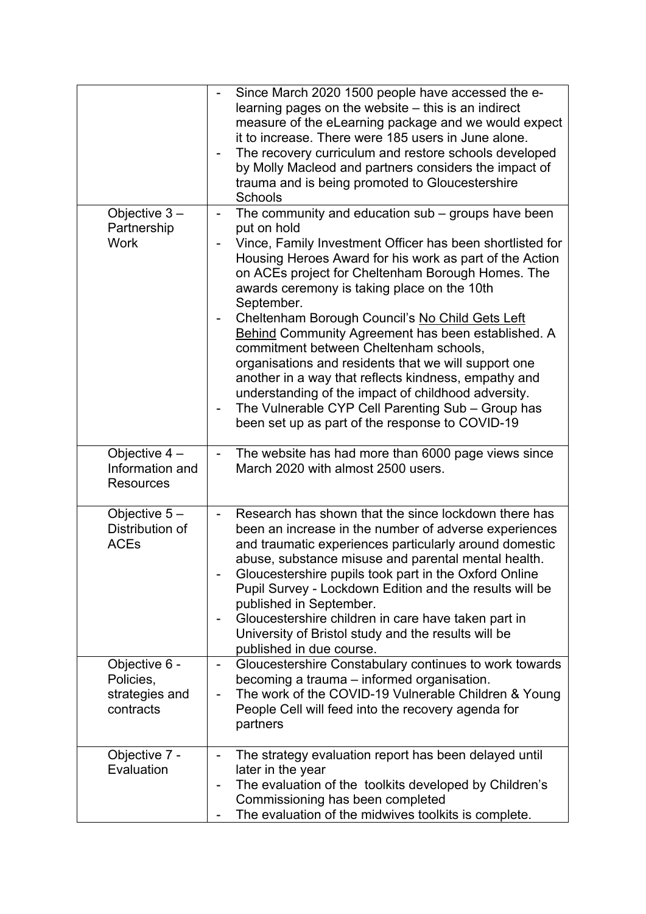| | |
|---|---|
| | - Since March 2020 1500 people have accessed the e-learning pages on the website – this is an indirect measure of the eLearning package and we would expect it to increase. There were 185 users in June alone.<br>- The recovery curriculum and restore schools developed by Molly Macleod and partners considers the impact of trauma and is being promoted to Gloucestershire Schools |
| Objective 3 – Partnership Work | - The community and education sub – groups have been put on hold<br>- Vince, Family Investment Officer has been shortlisted for Housing Heroes Award for his work as part of the Action on ACEs project for Cheltenham Borough Homes. The awards ceremony is taking place on the 10th September.<br>- Cheltenham Borough Council's No Child Gets Left Behind Community Agreement has been established. A commitment between Cheltenham schools, organisations and residents that we will support one another in a way that reflects kindness, empathy and understanding of the impact of childhood adversity.<br>- The Vulnerable CYP Cell Parenting Sub – Group has been set up as part of the response to COVID-19 |
| Objective 4 – Information and Resources | - The website has had more than 6000 page views since March 2020 with almost 2500 users. |
| Objective 5 – Distribution of ACEs | - Research has shown that the since lockdown there has been an increase in the number of adverse experiences and traumatic experiences particularly around domestic abuse, substance misuse and parental mental health.<br>- Gloucestershire pupils took part in the Oxford Online Pupil Survey - Lockdown Edition and the results will be published in September.<br>- Gloucestershire children in care have taken part in University of Bristol study and the results will be published in due course. |
| Objective 6 - Policies, strategies and contracts | - Gloucestershire Constabulary continues to work towards becoming a trauma – informed organisation.<br>- The work of the COVID-19 Vulnerable Children & Young People Cell will feed into the recovery agenda for partners |
| Objective 7 - Evaluation | - The strategy evaluation report has been delayed until later in the year<br>- The evaluation of the toolkits developed by Children's Commissioning has been completed<br>- The evaluation of the midwives toolkits is complete. |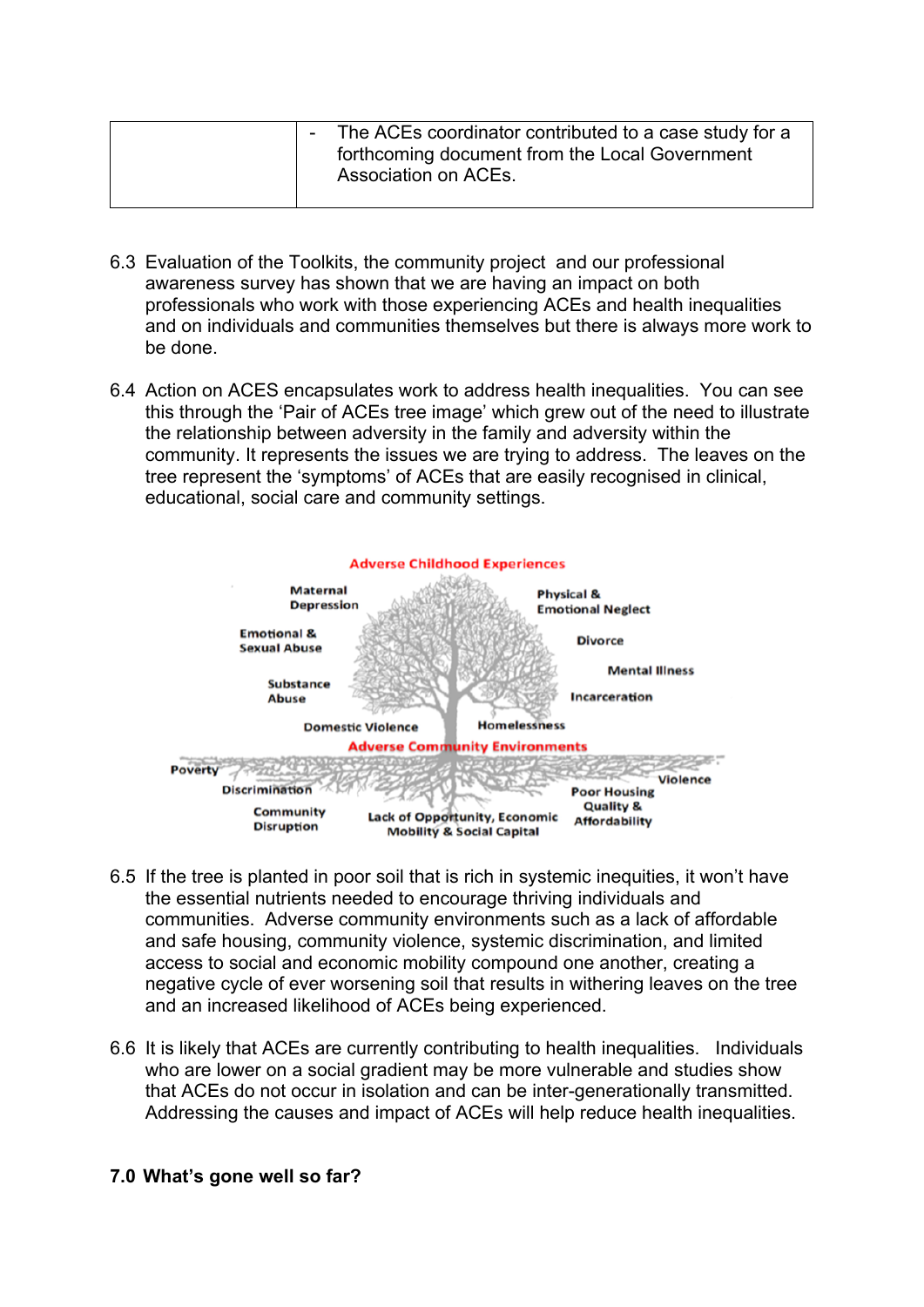| | - The ACEs coordinator contributed to a case study for a forthcoming document from the Local Government Association on ACEs. |
|---|---|

6.3 Evaluation of the Toolkits, the community project and our professional awareness survey has shown that we are having an impact on both professionals who work with those experiencing ACEs and health inequalities and on individuals and communities themselves but there is always more work to be done.

6.4 Action on ACES encapsulates work to address health inequalities. You can see this through the 'Pair of ACEs tree image' which grew out of the need to illustrate the relationship between adversity in the family and adversity within the community. It represents the issues we are trying to address. The leaves on the tree represent the 'symptoms' of ACEs that are easily recognised in clinical, educational, social care and community settings.

Adverse Childhood Experiences

Maternal Depression | Physical & Emotional Neglect | Emotional & Sexual Abuse | Divorce | Mental Illness | Substance Abuse | Incarceration | Domestic Violence | Homelessness

Adverse Community Environments

Poverty | Violence | Discrimination | Poor Housing Quality & Affordability | Community Disruption | Lack of Opportunity, Economic Mobility & Social Capital

6.5 If the tree is planted in poor soil that is rich in systemic inequities, it won't have the essential nutrients needed to encourage thriving individuals and communities. Adverse community environments such as a lack of affordable and safe housing, community violence, systemic discrimination, and limited access to social and economic mobility compound one another, creating a negative cycle of ever worsening soil that results in withering leaves on the tree and an increased likelihood of ACEs being experienced.

6.6 It is likely that ACEs are currently contributing to health inequalities. Individuals who are lower on a social gradient may be more vulnerable and studies show that ACEs do not occur in isolation and can be inter-generationally transmitted. Addressing the causes and impact of ACEs will help reduce health inequalities.

**7.0 What's gone well so far?**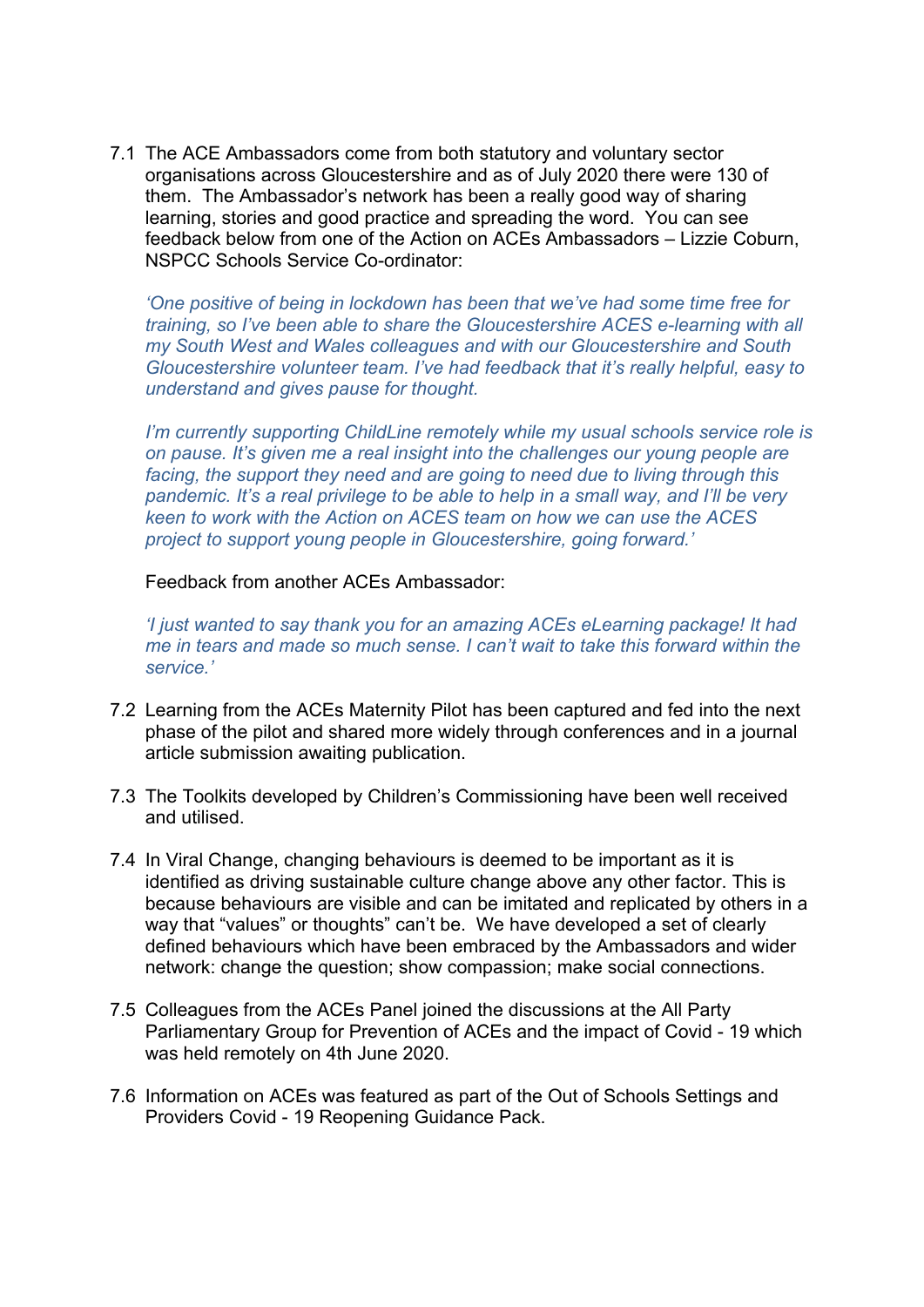7.1 The ACE Ambassadors come from both statutory and voluntary sector organisations across Gloucestershire and as of July 2020 there were 130 of them. The Ambassador's network has been a really good way of sharing learning, stories and good practice and spreading the word. You can see feedback below from one of the Action on ACEs Ambassadors – Lizzie Coburn, NSPCC Schools Service Co-ordinator:

*'One positive of being in lockdown has been that we've had some time free for training, so I've been able to share the Gloucestershire ACES e-learning with all my South West and Wales colleagues and with our Gloucestershire and South Gloucestershire volunteer team. I've had feedback that it's really helpful, easy to understand and gives pause for thought.*

*I'm currently supporting ChildLine remotely while my usual schools service role is on pause. It's given me a real insight into the challenges our young people are facing, the support they need and are going to need due to living through this pandemic. It's a real privilege to be able to help in a small way, and I'll be very keen to work with the Action on ACES team on how we can use the ACES project to support young people in Gloucestershire, going forward.'*

Feedback from another ACEs Ambassador:

*'I just wanted to say thank you for an amazing ACEs eLearning package! It had me in tears and made so much sense. I can't wait to take this forward within the service.'*

7.2 Learning from the ACEs Maternity Pilot has been captured and fed into the next phase of the pilot and shared more widely through conferences and in a journal article submission awaiting publication.

7.3 The Toolkits developed by Children's Commissioning have been well received and utilised.

7.4 In Viral Change, changing behaviours is deemed to be important as it is identified as driving sustainable culture change above any other factor. This is because behaviours are visible and can be imitated and replicated by others in a way that "values" or thoughts" can't be. We have developed a set of clearly defined behaviours which have been embraced by the Ambassadors and wider network: change the question; show compassion; make social connections.

7.5 Colleagues from the ACEs Panel joined the discussions at the All Party Parliamentary Group for Prevention of ACEs and the impact of Covid - 19 which was held remotely on 4th June 2020.

7.6 Information on ACEs was featured as part of the Out of Schools Settings and Providers Covid - 19 Reopening Guidance Pack.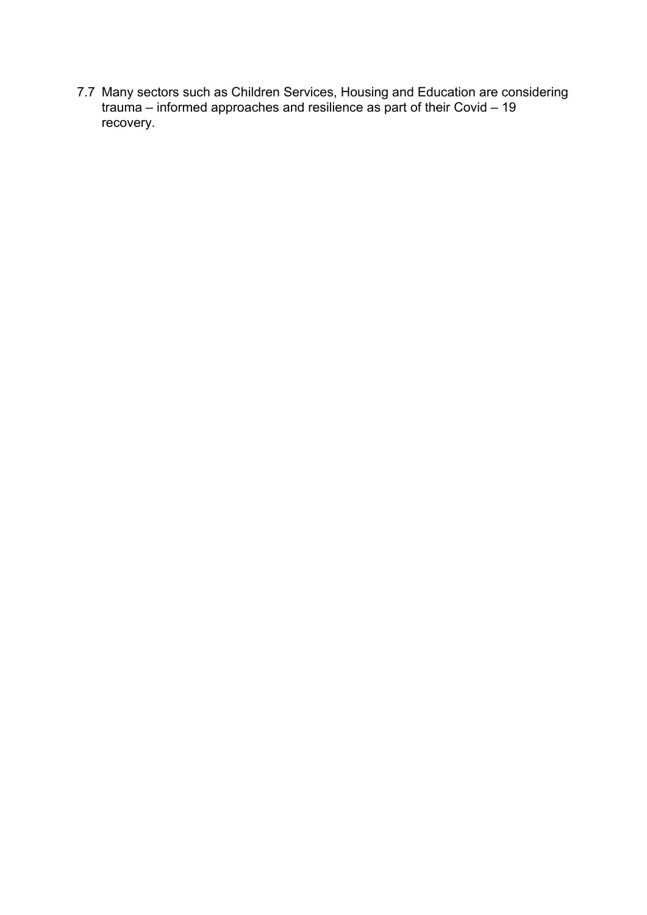7.7 Many sectors such as Children Services, Housing and Education are considering trauma – informed approaches and resilience as part of their Covid – 19 recovery.